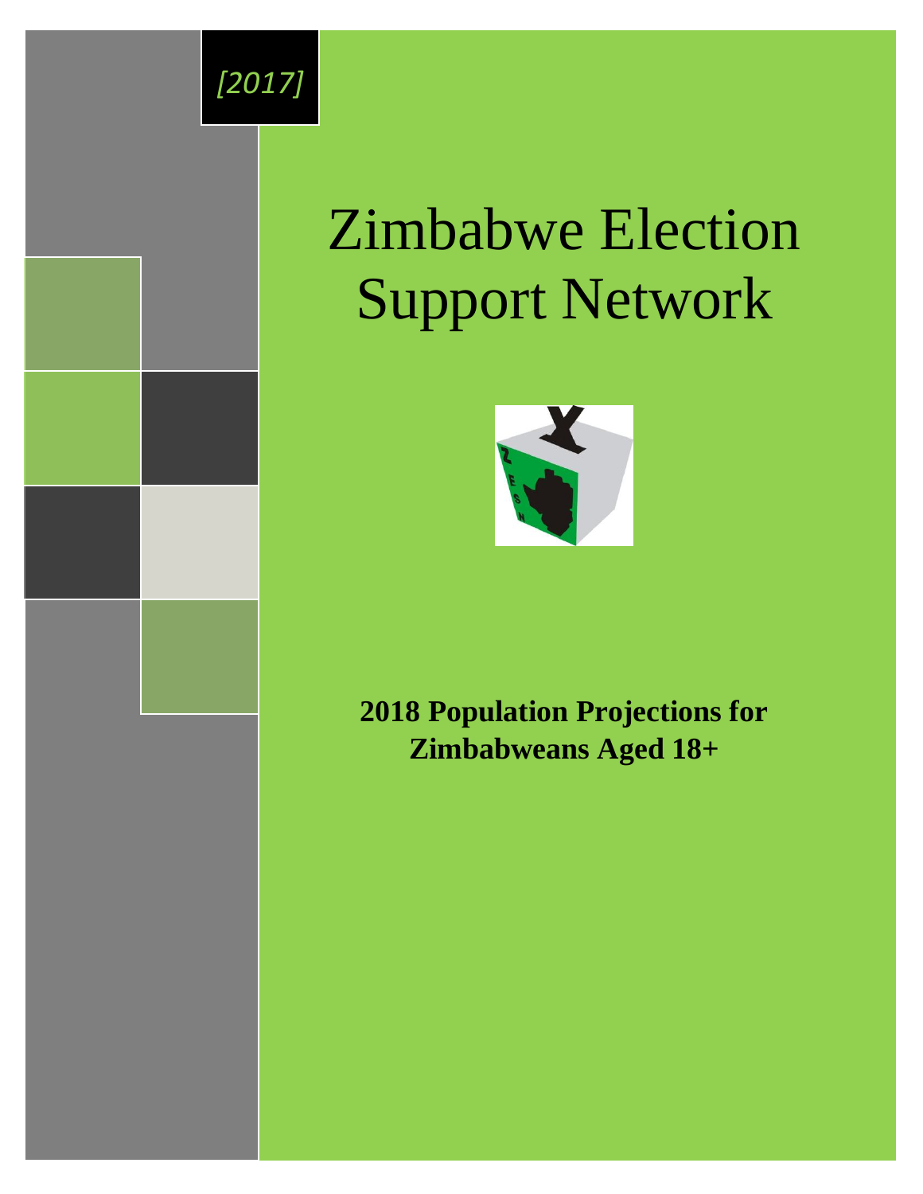*[2017]*

# Zimbabwe Election Support Network

**2018 Population Projections for Zimbabweans Aged 18+**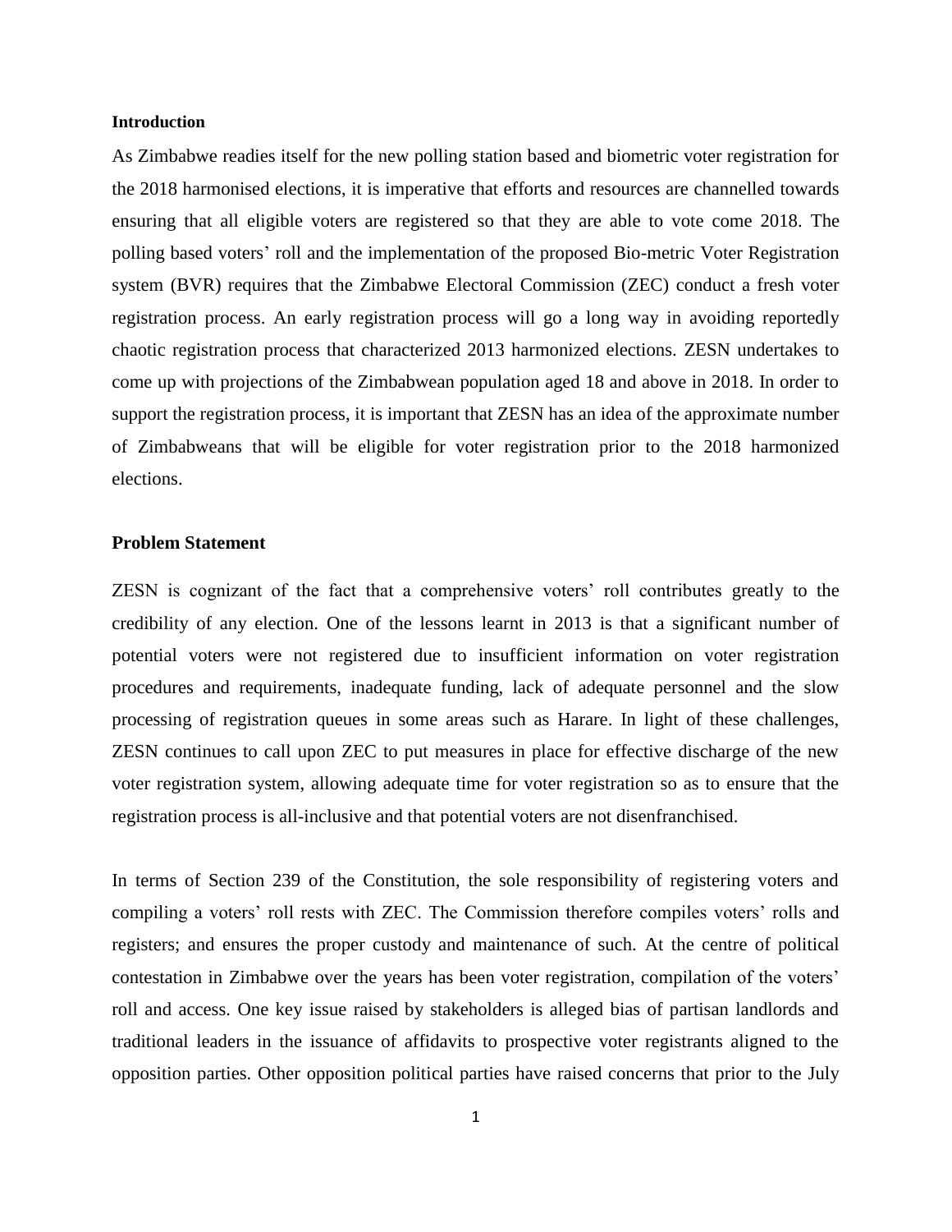**Introduction**

As Zimbabwe readies itself for the new polling station based and biometric voter registration for the 2018 harmonised elections, it is imperative that efforts and resources are channelled towards ensuring that all eligible voters are registered so that they are able to vote come 2018. The polling based voters' roll and the implementation of the proposed Bio-metric Voter Registration system (BVR) requires that the Zimbabwe Electoral Commission (ZEC) conduct a fresh voter registration process. An early registration process will go a long way in avoiding reportedly chaotic registration process that characterized 2013 harmonized elections. ZESN undertakes to come up with projections of the Zimbabwean population aged 18 and above in 2018. In order to support the registration process, it is important that ZESN has an idea of the approximate number of Zimbabweans that will be eligible for voter registration prior to the 2018 harmonized elections.

**Problem Statement**

ZESN is cognizant of the fact that a comprehensive voters' roll contributes greatly to the credibility of any election. One of the lessons learnt in 2013 is that a significant number of potential voters were not registered due to insufficient information on voter registration procedures and requirements, inadequate funding, lack of adequate personnel and the slow processing of registration queues in some areas such as Harare. In light of these challenges, ZESN continues to call upon ZEC to put measures in place for effective discharge of the new voter registration system, allowing adequate time for voter registration so as to ensure that the registration process is all-inclusive and that potential voters are not disenfranchised.

In terms of Section 239 of the Constitution, the sole responsibility of registering voters and compiling a voters' roll rests with ZEC. The Commission therefore compiles voters' rolls and registers; and ensures the proper custody and maintenance of such. At the centre of political contestation in Zimbabwe over the years has been voter registration, compilation of the voters' roll and access. One key issue raised by stakeholders is alleged bias of partisan landlords and traditional leaders in the issuance of affidavits to prospective voter registrants aligned to the opposition parties. Other opposition political parties have raised concerns that prior to the July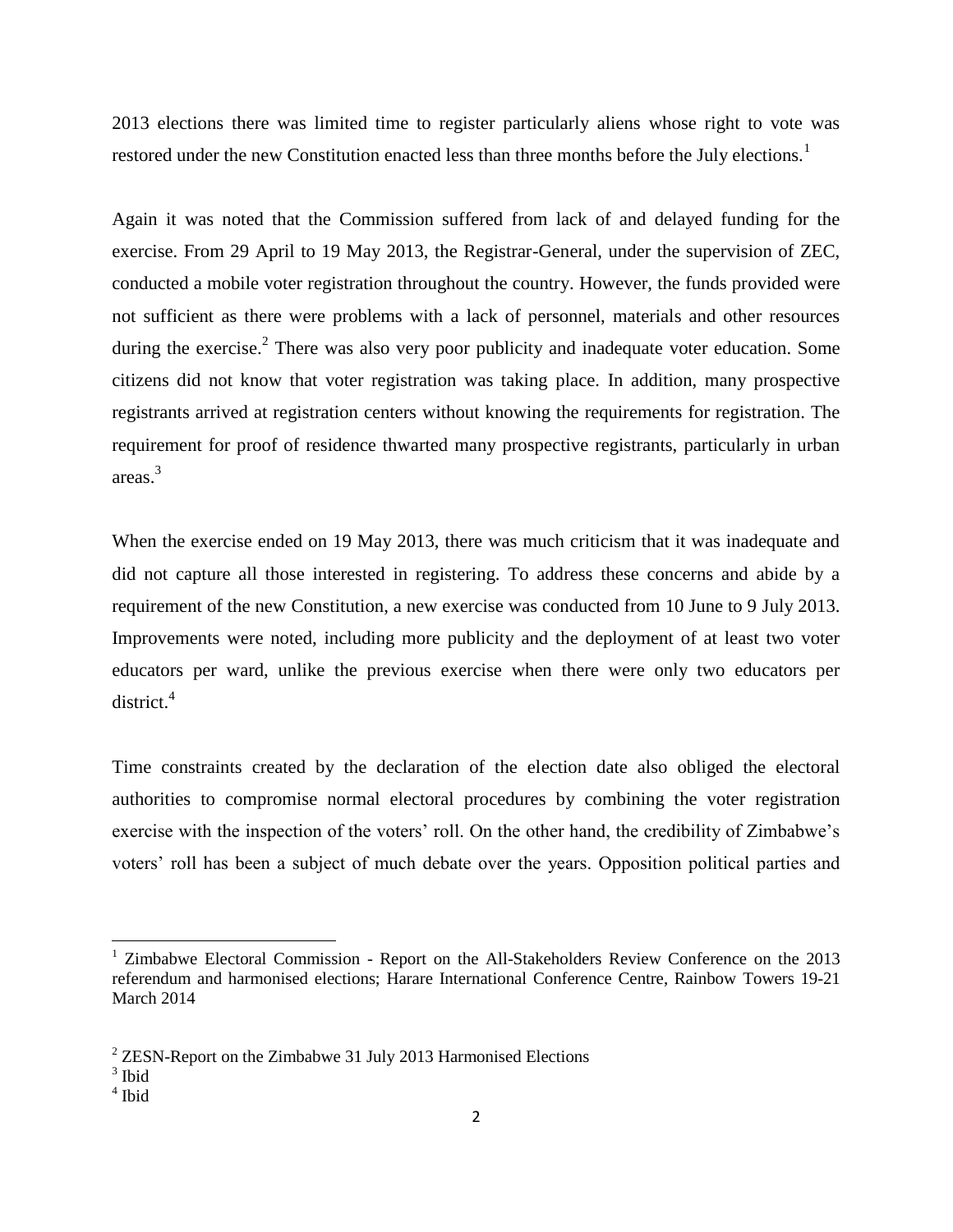2013 elections there was limited time to register particularly aliens whose right to vote was restored under the new Constitution enacted less than three months before the July elections.[1]

Again it was noted that the Commission suffered from lack of and delayed funding for the exercise. From 29 April to 19 May 2013, the Registrar-General, under the supervision of ZEC, conducted a mobile voter registration throughout the country. However, the funds provided were not sufficient as there were problems with a lack of personnel, materials and other resources during the exercise.[2] There was also very poor publicity and inadequate voter education. Some citizens did not know that voter registration was taking place. In addition, many prospective registrants arrived at registration centers without knowing the requirements for registration. The requirement for proof of residence thwarted many prospective registrants, particularly in urban areas.[3]

When the exercise ended on 19 May 2013, there was much criticism that it was inadequate and did not capture all those interested in registering. To address these concerns and abide by a requirement of the new Constitution, a new exercise was conducted from 10 June to 9 July 2013. Improvements were noted, including more publicity and the deployment of at least two voter educators per ward, unlike the previous exercise when there were only two educators per district.[4]

Time constraints created by the declaration of the election date also obliged the electoral authorities to compromise normal electoral procedures by combining the voter registration exercise with the inspection of the voters' roll. On the other hand, the credibility of Zimbabwe's voters' roll has been a subject of much debate over the years. Opposition political parties and

---

[1] Zimbabwe Electoral Commission - Report on the All-Stakeholders Review Conference on the 2013 referendum and harmonised elections; Harare International Conference Centre, Rainbow Towers 19-21 March 2014

[2] ZESN-Report on the Zimbabwe 31 July 2013 Harmonised Elections

[3] Ibid

[4] Ibid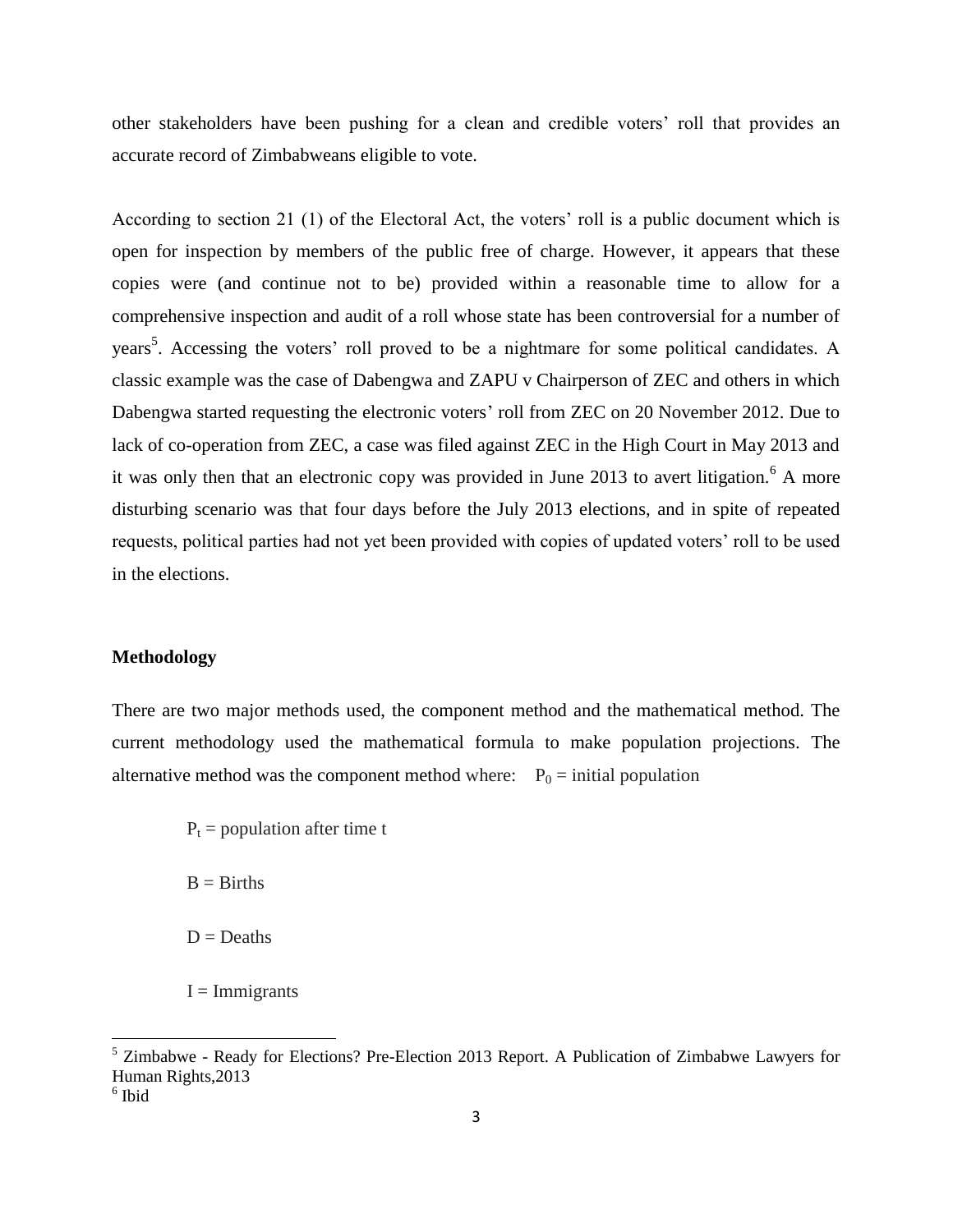other stakeholders have been pushing for a clean and credible voters' roll that provides an accurate record of Zimbabweans eligible to vote.

According to section 21 (1) of the Electoral Act, the voters' roll is a public document which is open for inspection by members of the public free of charge. However, it appears that these copies were (and continue not to be) provided within a reasonable time to allow for a comprehensive inspection and audit of a roll whose state has been controversial for a number of years[5]. Accessing the voters' roll proved to be a nightmare for some political candidates. A classic example was the case of Dabengwa and ZAPU v Chairperson of ZEC and others in which Dabengwa started requesting the electronic voters' roll from ZEC on 20 November 2012. Due to lack of co-operation from ZEC, a case was filed against ZEC in the High Court in May 2013 and it was only then that an electronic copy was provided in June 2013 to avert litigation.[6] A more disturbing scenario was that four days before the July 2013 elections, and in spite of repeated requests, political parties had not yet been provided with copies of updated voters' roll to be used in the elections.

**Methodology**

There are two major methods used, the component method and the mathematical method. The current methodology used the mathematical formula to make population projections. The alternative method was the component method where: $P_0$ = initial population

$P_t$ = population after time t

B = Births

D = Deaths

I = Immigrants

[5] Zimbabwe - Ready for Elections? Pre-Election 2013 Report. A Publication of Zimbabwe Lawyers for Human Rights,2013

[6] Ibid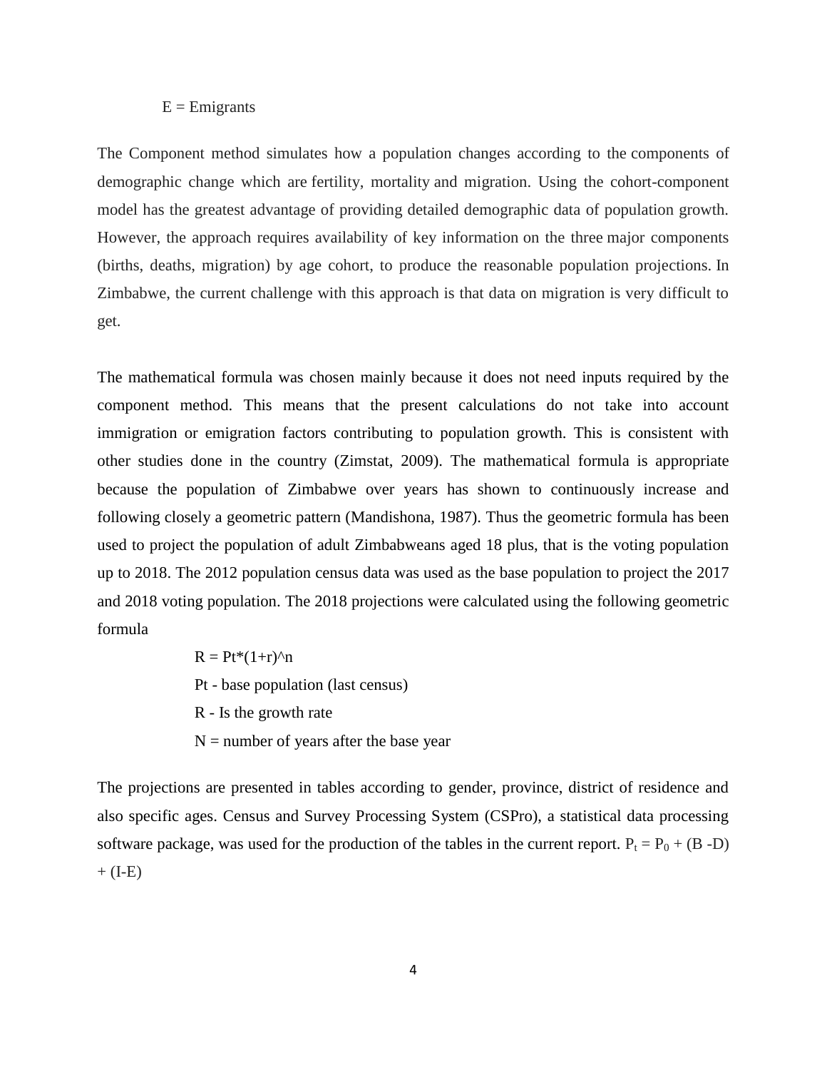E = Emigrants

The Component method simulates how a population changes according to the components of demographic change which are fertility, mortality and migration. Using the cohort-component model has the greatest advantage of providing detailed demographic data of population growth. However, the approach requires availability of key information on the three major components (births, deaths, migration) by age cohort, to produce the reasonable population projections. In Zimbabwe, the current challenge with this approach is that data on migration is very difficult to get.

The mathematical formula was chosen mainly because it does not need inputs required by the component method. This means that the present calculations do not take into account immigration or emigration factors contributing to population growth. This is consistent with other studies done in the country (Zimstat, 2009). The mathematical formula is appropriate because the population of Zimbabwe over years has shown to continuously increase and following closely a geometric pattern (Mandishona, 1987). Thus the geometric formula has been used to project the population of adult Zimbabweans aged 18 plus, that is the voting population up to 2018. The 2012 population census data was used as the base population to project the 2017 and 2018 voting population. The 2018 projections were calculated using the following geometric formula

$$R = Pt*(1+r)^n$$

Pt - base population (last census)

R - Is the growth rate

N = number of years after the base year

The projections are presented in tables according to gender, province, district of residence and also specific ages. Census and Survey Processing System (CSPro), a statistical data processing software package, was used for the production of the tables in the current report. $P_t = P_0 + (B - D) + (I - E)$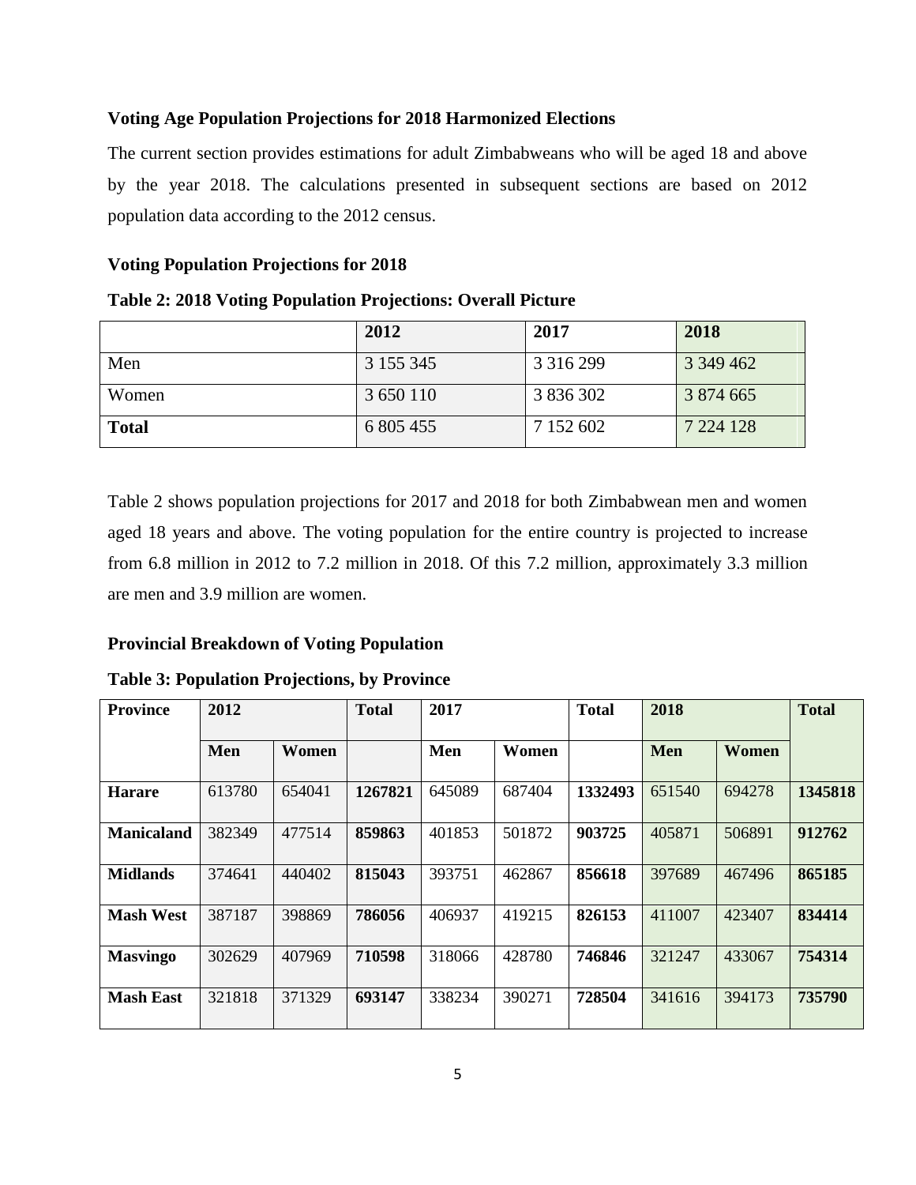**Voting Age Population Projections for 2018 Harmonized Elections**

The current section provides estimations for adult Zimbabweans who will be aged 18 and above by the year 2018. The calculations presented in subsequent sections are based on 2012 population data according to the 2012 census.

**Voting Population Projections for 2018**

**Table 2: 2018 Voting Population Projections: Overall Picture**

| | 2012 | 2017 | 2018 |
|---|---|---|---|
| Men | 3 155 345 | 3 316 299 | 3 349 462 |
| Women | 3 650 110 | 3 836 302 | 3 874 665 |
| **Total** | 6 805 455 | 7 152 602 | 7 224 128 |

Table 2 shows population projections for 2017 and 2018 for both Zimbabwean men and women aged 18 years and above. The voting population for the entire country is projected to increase from 6.8 million in 2012 to 7.2 million in 2018. Of this 7.2 million, approximately 3.3 million are men and 3.9 million are women.

**Provincial Breakdown of Voting Population**

**Table 3: Population Projections, by Province**

| Province | 2012 | | Total | 2017 | | Total | 2018 | | Total |
|---|---|---|---|---|---|---|---|---|---|
| | Men | Women | | Men | Women | | Men | Women | |
| **Harare** | 613780 | 654041 | **1267821** | 645089 | 687404 | **1332493** | 651540 | 694278 | **1345818** |
| **Manicaland** | 382349 | 477514 | **859863** | 401853 | 501872 | **903725** | 405871 | 506891 | **912762** |
| **Midlands** | 374641 | 440402 | **815043** | 393751 | 462867 | **856618** | 397689 | 467496 | **865185** |
| **Mash West** | 387187 | 398869 | **786056** | 406937 | 419215 | **826153** | 411007 | 423407 | **834414** |
| **Masvingo** | 302629 | 407969 | **710598** | 318066 | 428780 | **746846** | 321247 | 433067 | **754314** |
| **Mash East** | 321818 | 371329 | **693147** | 338234 | 390271 | **728504** | 341616 | 394173 | **735790** |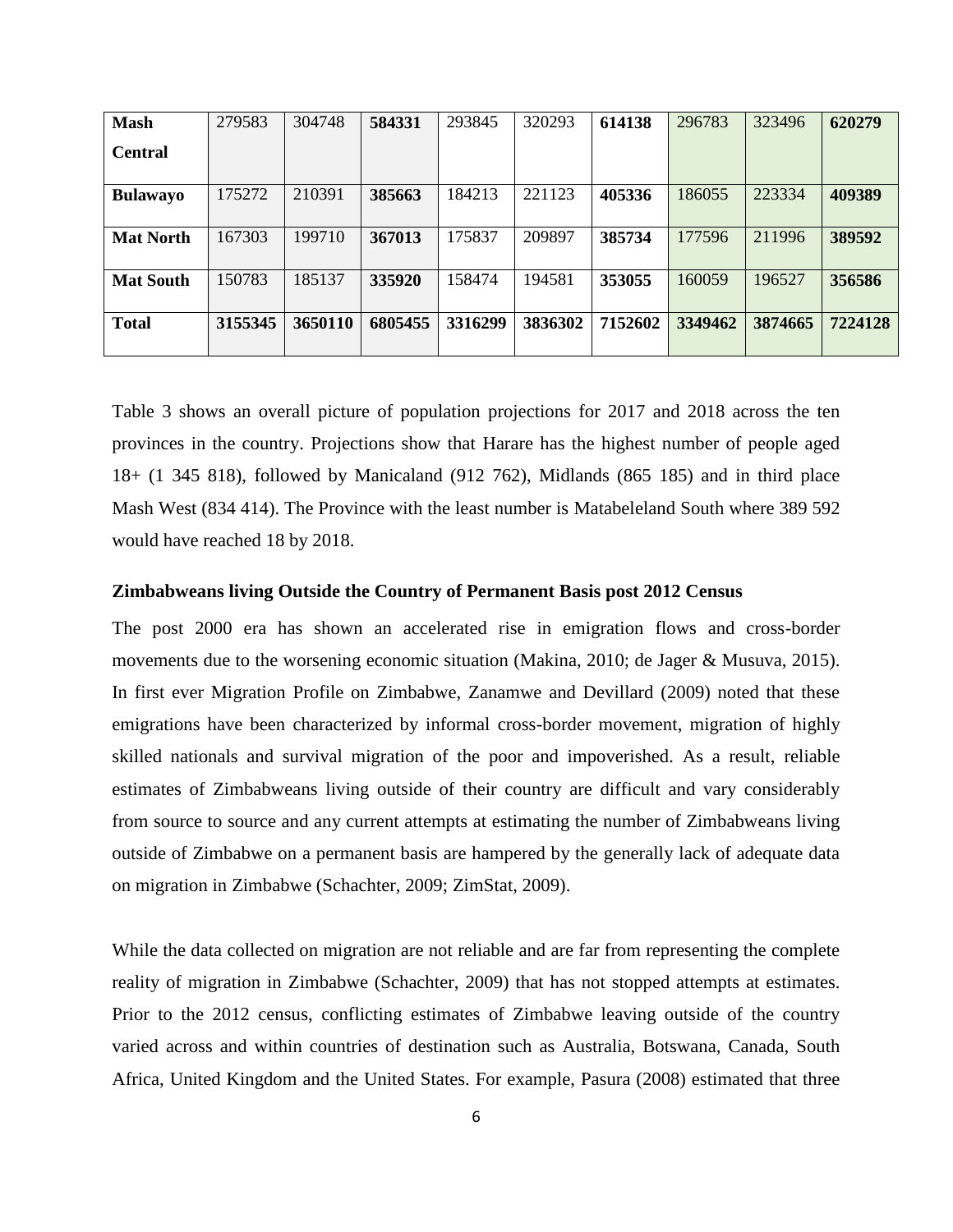| | | | | | | | | | |
|---|---|---|---|---|---|---|---|---|---|
| **Mash Central** | 279583 | 304748 | **584331** | 293845 | 320293 | **614138** | 296783 | 323496 | **620279** |
| **Bulawayo** | 175272 | 210391 | **385663** | 184213 | 221123 | **405336** | 186055 | 223334 | **409389** |
| **Mat North** | 167303 | 199710 | **367013** | 175837 | 209897 | **385734** | 177596 | 211996 | **389592** |
| **Mat South** | 150783 | 185137 | **335920** | 158474 | 194581 | **353055** | 160059 | 196527 | **356586** |
| **Total** | **3155345** | **3650110** | **6805455** | **3316299** | **3836302** | **7152602** | **3349462** | **3874665** | **7224128** |

Table 3 shows an overall picture of population projections for 2017 and 2018 across the ten provinces in the country. Projections show that Harare has the highest number of people aged 18+ (1 345 818), followed by Manicaland (912 762), Midlands (865 185) and in third place Mash West (834 414). The Province with the least number is Matabeleland South where 389 592 would have reached 18 by 2018.

### Zimbabweans living Outside the Country of Permanent Basis post 2012 Census

The post 2000 era has shown an accelerated rise in emigration flows and cross-border movements due to the worsening economic situation (Makina, 2010; de Jager & Musuva, 2015). In first ever Migration Profile on Zimbabwe, Zanamwe and Devillard (2009) noted that these emigrations have been characterized by informal cross-border movement, migration of highly skilled nationals and survival migration of the poor and impoverished. As a result, reliable estimates of Zimbabweans living outside of their country are difficult and vary considerably from source to source and any current attempts at estimating the number of Zimbabweans living outside of Zimbabwe on a permanent basis are hampered by the generally lack of adequate data on migration in Zimbabwe (Schachter, 2009; ZimStat, 2009).

While the data collected on migration are not reliable and are far from representing the complete reality of migration in Zimbabwe (Schachter, 2009) that has not stopped attempts at estimates. Prior to the 2012 census, conflicting estimates of Zimbabwe leaving outside of the country varied across and within countries of destination such as Australia, Botswana, Canada, South Africa, United Kingdom and the United States. For example, Pasura (2008) estimated that three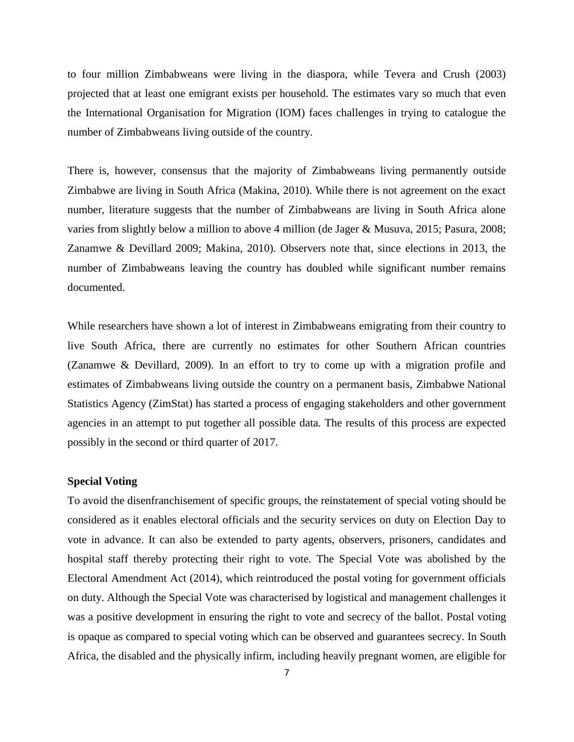to four million Zimbabweans were living in the diaspora, while Tevera and Crush (2003) projected that at least one emigrant exists per household. The estimates vary so much that even the International Organisation for Migration (IOM) faces challenges in trying to catalogue the number of Zimbabweans living outside of the country.

There is, however, consensus that the majority of Zimbabweans living permanently outside Zimbabwe are living in South Africa (Makina, 2010). While there is not agreement on the exact number, literature suggests that the number of Zimbabweans are living in South Africa alone varies from slightly below a million to above 4 million (de Jager & Musuva, 2015; Pasura, 2008; Zanamwe & Devillard 2009; Makina, 2010). Observers note that, since elections in 2013, the number of Zimbabweans leaving the country has doubled while significant number remains documented.

While researchers have shown a lot of interest in Zimbabweans emigrating from their country to live South Africa, there are currently no estimates for other Southern African countries (Zanamwe & Devillard, 2009). In an effort to try to come up with a migration profile and estimates of Zimbabweans living outside the country on a permanent basis, Zimbabwe National Statistics Agency (ZimStat) has started a process of engaging stakeholders and other government agencies in an attempt to put together all possible data. The results of this process are expected possibly in the second or third quarter of 2017.

**Special Voting**

To avoid the disenfranchisement of specific groups, the reinstatement of special voting should be considered as it enables electoral officials and the security services on duty on Election Day to vote in advance. It can also be extended to party agents, observers, prisoners, candidates and hospital staff thereby protecting their right to vote. The Special Vote was abolished by the Electoral Amendment Act (2014), which reintroduced the postal voting for government officials on duty. Although the Special Vote was characterised by logistical and management challenges it was a positive development in ensuring the right to vote and secrecy of the ballot. Postal voting is opaque as compared to special voting which can be observed and guarantees secrecy. In South Africa, the disabled and the physically infirm, including heavily pregnant women, are eligible for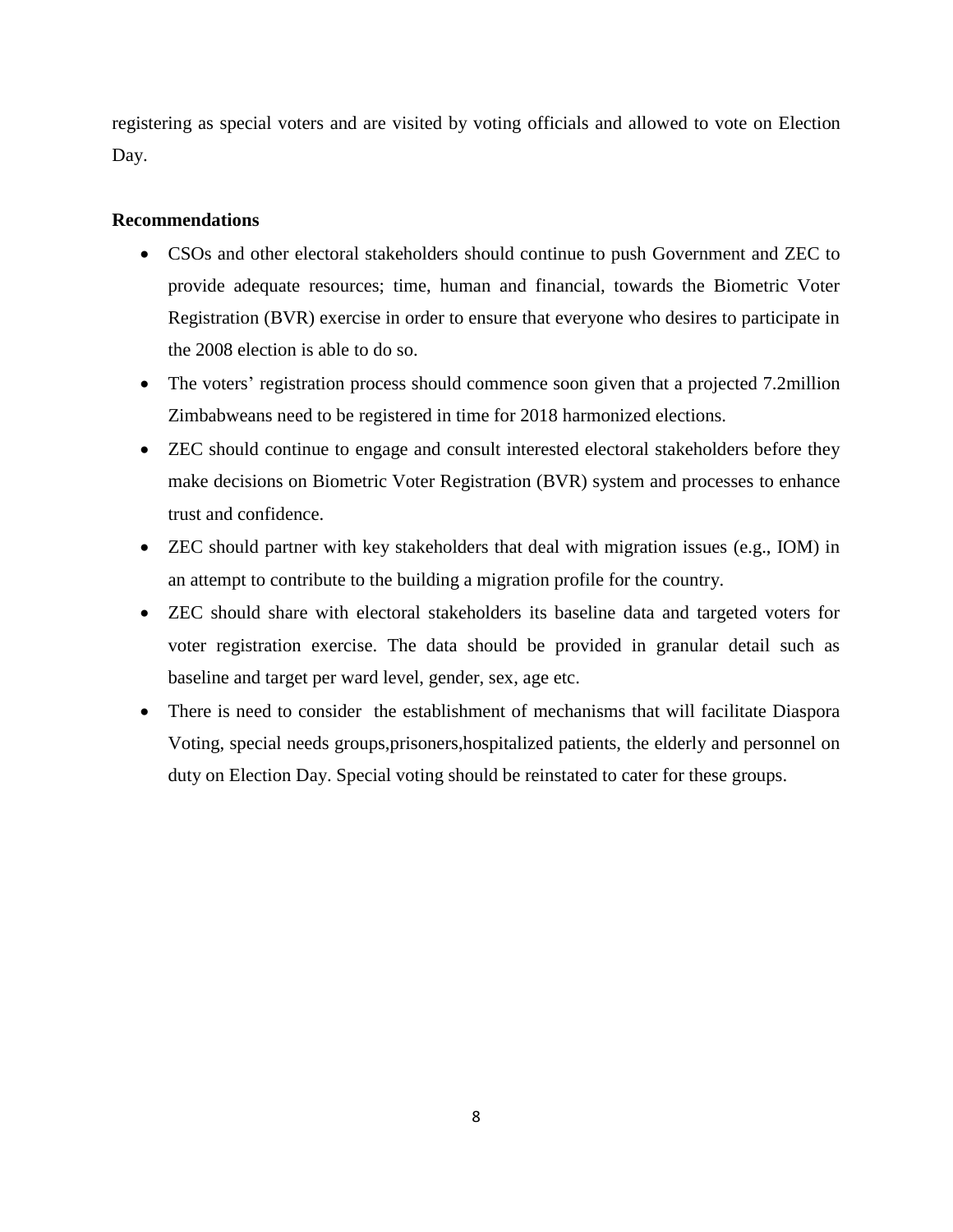registering as special voters and are visited by voting officials and allowed to vote on Election Day.

**Recommendations**

- CSOs and other electoral stakeholders should continue to push Government and ZEC to provide adequate resources; time, human and financial, towards the Biometric Voter Registration (BVR) exercise in order to ensure that everyone who desires to participate in the 2008 election is able to do so.
- The voters' registration process should commence soon given that a projected 7.2million Zimbabweans need to be registered in time for 2018 harmonized elections.
- ZEC should continue to engage and consult interested electoral stakeholders before they make decisions on Biometric Voter Registration (BVR) system and processes to enhance trust and confidence.
- ZEC should partner with key stakeholders that deal with migration issues (e.g., IOM) in an attempt to contribute to the building a migration profile for the country.
- ZEC should share with electoral stakeholders its baseline data and targeted voters for voter registration exercise. The data should be provided in granular detail such as baseline and target per ward level, gender, sex, age etc.
- There is need to consider the establishment of mechanisms that will facilitate Diaspora Voting, special needs groups,prisoners,hospitalized patients, the elderly and personnel on duty on Election Day. Special voting should be reinstated to cater for these groups.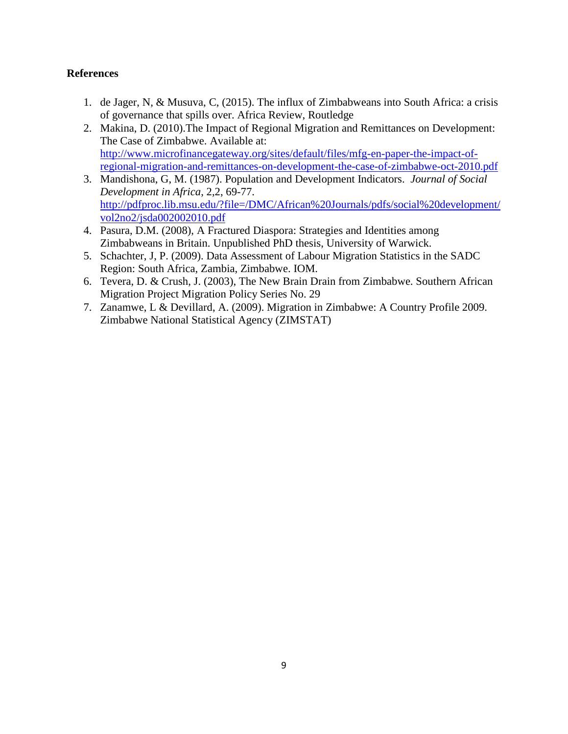**References**

1. de Jager, N, & Musuva, C, (2015). The influx of Zimbabweans into South Africa: a crisis of governance that spills over. Africa Review, Routledge
2. Makina, D. (2010).The Impact of Regional Migration and Remittances on Development: The Case of Zimbabwe. Available at: [http://www.microfinancegateway.org/sites/default/files/mfg-en-paper-the-impact-of-regional-migration-and-remittances-on-development-the-case-of-zimbabwe-oct-2010.pdf](http://www.microfinancegateway.org/sites/default/files/mfg-en-paper-the-impact-of-regional-migration-and-remittances-on-development-the-case-of-zimbabwe-oct-2010.pdf)
3. Mandishona, G, M. (1987). Population and Development Indicators. *Journal of Social Development in Africa*, 2,2, 69-77. [http://pdfproc.lib.msu.edu/?file=/DMC/African%20Journals/pdfs/social%20development/vol2no2/jsda002002010.pdf](http://pdfproc.lib.msu.edu/?file=/DMC/African%20Journals/pdfs/social%20development/vol2no2/jsda002002010.pdf)
4. Pasura, D.M. (2008), A Fractured Diaspora: Strategies and Identities among Zimbabweans in Britain. Unpublished PhD thesis, University of Warwick.
5. Schachter, J, P. (2009). Data Assessment of Labour Migration Statistics in the SADC Region: South Africa, Zambia, Zimbabwe. IOM.
6. Tevera, D. & Crush, J. (2003), The New Brain Drain from Zimbabwe. Southern African Migration Project Migration Policy Series No. 29
7. Zanamwe, L & Devillard, A. (2009). Migration in Zimbabwe: A Country Profile 2009. Zimbabwe National Statistical Agency (ZIMSTAT)